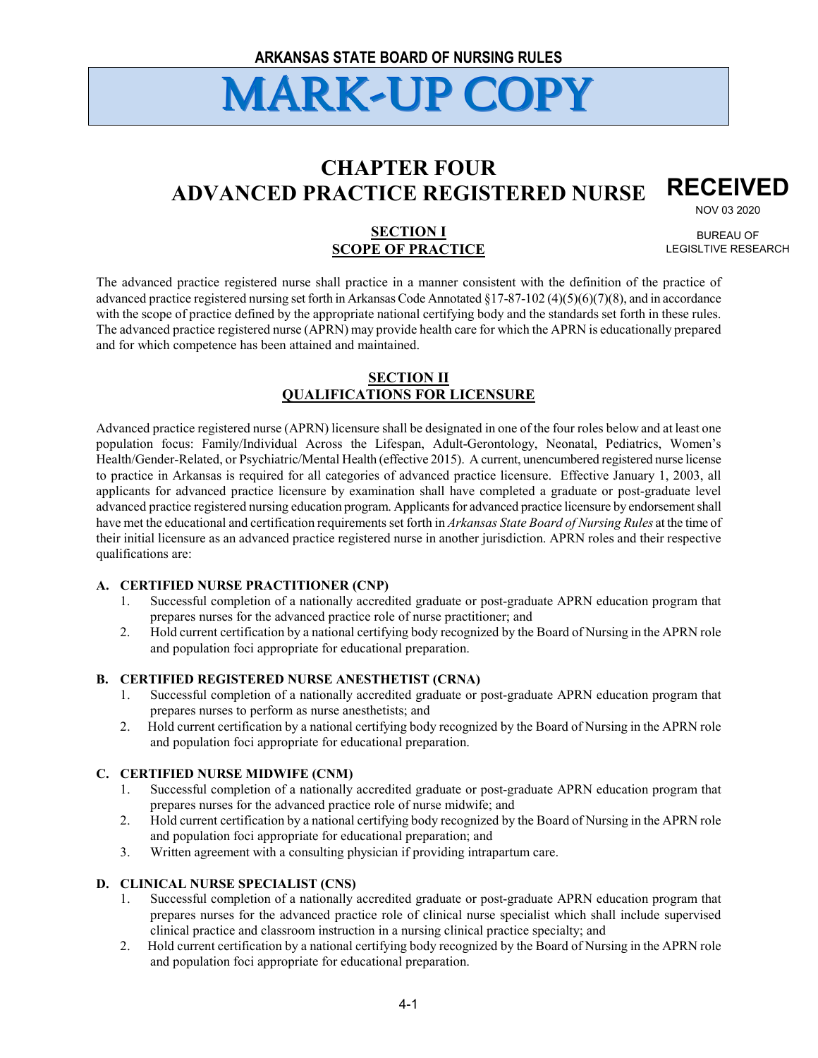ARKANSAS STATE BOARD OF NURSING RULES

# MARK-UP COPY

RECEIVED
NOV 03 2020
BUREAU OF
LEGISLTIVE RESEARCH

# CHAPTER FOUR
# ADVANCED PRACTICE REGISTERED NURSE

## SECTION I
## SCOPE OF PRACTICE

The advanced practice registered nurse shall practice in a manner consistent with the definition of the practice of advanced practice registered nursing set forth in Arkansas Code Annotated §17-87-102 (4)(5)(6)(7)(8), and in accordance with the scope of practice defined by the appropriate national certifying body and the standards set forth in these rules. The advanced practice registered nurse (APRN) may provide health care for which the APRN is educationally prepared and for which competence has been attained and maintained.

## SECTION II
## QUALIFICATIONS FOR LICENSURE

Advanced practice registered nurse (APRN) licensure shall be designated in one of the four roles below and at least one population focus: Family/Individual Across the Lifespan, Adult-Gerontology, Neonatal, Pediatrics, Women's Health/Gender-Related, or Psychiatric/Mental Health (effective 2015). A current, unencumbered registered nurse license to practice in Arkansas is required for all categories of advanced practice licensure. Effective January 1, 2003, all applicants for advanced practice licensure by examination shall have completed a graduate or post-graduate level advanced practice registered nursing education program. Applicants for advanced practice licensure by endorsement shall have met the educational and certification requirements set forth in *Arkansas State Board of Nursing Rules* at the time of their initial licensure as an advanced practice registered nurse in another jurisdiction. APRN roles and their respective qualifications are:

**A. CERTIFIED NURSE PRACTITIONER (CNP)**

1. Successful completion of a nationally accredited graduate or post-graduate APRN education program that prepares nurses for the advanced practice role of nurse practitioner; and
2. Hold current certification by a national certifying body recognized by the Board of Nursing in the APRN role and population foci appropriate for educational preparation.

**B. CERTIFIED REGISTERED NURSE ANESTHETIST (CRNA)**

1. Successful completion of a nationally accredited graduate or post-graduate APRN education program that prepares nurses to perform as nurse anesthetists; and
2. Hold current certification by a national certifying body recognized by the Board of Nursing in the APRN role and population foci appropriate for educational preparation.

**C. CERTIFIED NURSE MIDWIFE (CNM)**

1. Successful completion of a nationally accredited graduate or post-graduate APRN education program that prepares nurses for the advanced practice role of nurse midwife; and
2. Hold current certification by a national certifying body recognized by the Board of Nursing in the APRN role and population foci appropriate for educational preparation; and
3. Written agreement with a consulting physician if providing intrapartum care.

**D. CLINICAL NURSE SPECIALIST (CNS)**

1. Successful completion of a nationally accredited graduate or post-graduate APRN education program that prepares nurses for the advanced practice role of clinical nurse specialist which shall include supervised clinical practice and classroom instruction in a nursing clinical practice specialty; and
2. Hold current certification by a national certifying body recognized by the Board of Nursing in the APRN role and population foci appropriate for educational preparation.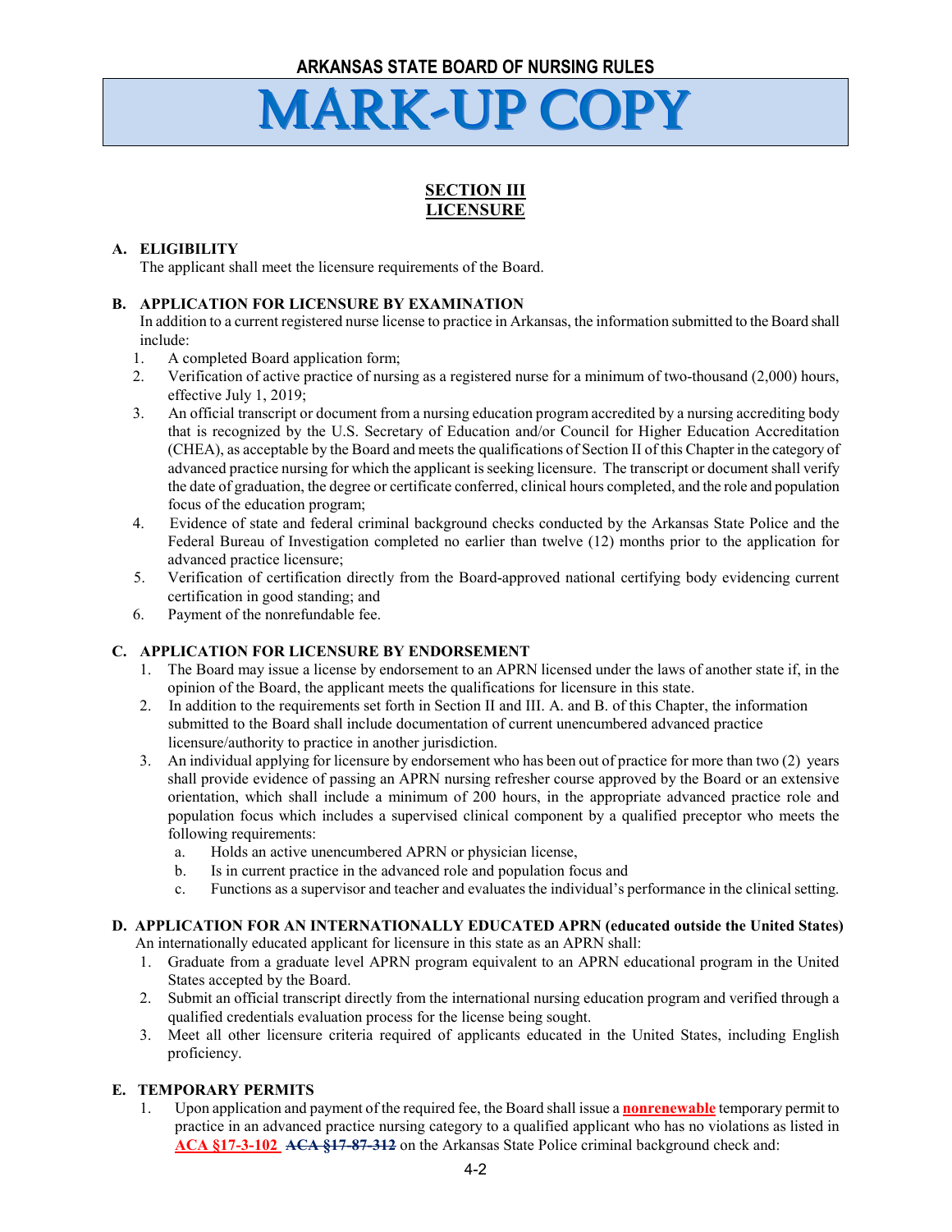# SECTION III
# LICENSURE

**A. ELIGIBILITY**

The applicant shall meet the licensure requirements of the Board.

**B. APPLICATION FOR LICENSURE BY EXAMINATION**

In addition to a current registered nurse license to practice in Arkansas, the information submitted to the Board shall include:

1. A completed Board application form;
2. Verification of active practice of nursing as a registered nurse for a minimum of two-thousand (2,000) hours, effective July 1, 2019;
3. An official transcript or document from a nursing education program accredited by a nursing accrediting body that is recognized by the U.S. Secretary of Education and/or Council for Higher Education Accreditation (CHEA), as acceptable by the Board and meets the qualifications of Section II of this Chapter in the category of advanced practice nursing for which the applicant is seeking licensure. The transcript or document shall verify the date of graduation, the degree or certificate conferred, clinical hours completed, and the role and population focus of the education program;
4. Evidence of state and federal criminal background checks conducted by the Arkansas State Police and the Federal Bureau of Investigation completed no earlier than twelve (12) months prior to the application for advanced practice licensure;
5. Verification of certification directly from the Board-approved national certifying body evidencing current certification in good standing; and
6. Payment of the nonrefundable fee.

**C. APPLICATION FOR LICENSURE BY ENDORSEMENT**

1. The Board may issue a license by endorsement to an APRN licensed under the laws of another state if, in the opinion of the Board, the applicant meets the qualifications for licensure in this state.
2. In addition to the requirements set forth in Section II and III. A. and B. of this Chapter, the information submitted to the Board shall include documentation of current unencumbered advanced practice licensure/authority to practice in another jurisdiction.
3. An individual applying for licensure by endorsement who has been out of practice for more than two (2) years shall provide evidence of passing an APRN nursing refresher course approved by the Board or an extensive orientation, which shall include a minimum of 200 hours, in the appropriate advanced practice role and population focus which includes a supervised clinical component by a qualified preceptor who meets the following requirements:
   a. Holds an active unencumbered APRN or physician license,
   b. Is in current practice in the advanced role and population focus and
   c. Functions as a supervisor and teacher and evaluates the individual's performance in the clinical setting.

**D. APPLICATION FOR AN INTERNATIONALLY EDUCATED APRN (educated outside the United States)**

An internationally educated applicant for licensure in this state as an APRN shall:

1. Graduate from a graduate level APRN program equivalent to an APRN educational program in the United States accepted by the Board.
2. Submit an official transcript directly from the international nursing education program and verified through a qualified credentials evaluation process for the license being sought.
3. Meet all other licensure criteria required of applicants educated in the United States, including English proficiency.

**E. TEMPORARY PERMITS**

1. Upon application and payment of the required fee, the Board shall issue a **nonrenewable** temporary permit to practice in an advanced practice nursing category to a qualified applicant who has no violations as listed in **ACA §17-3-102** ~~ACA §17-87-312~~ on the Arkansas State Police criminal background check and: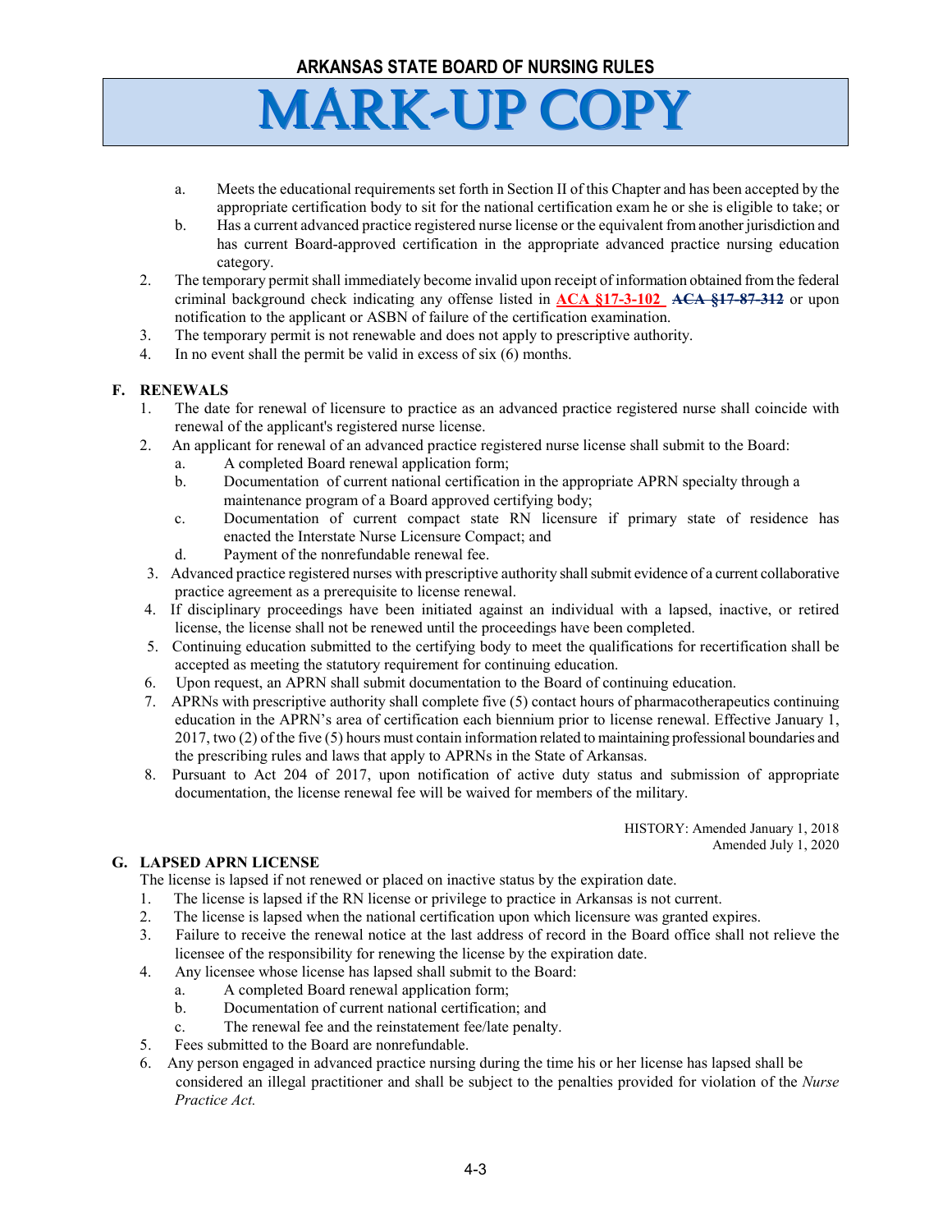a. Meets the educational requirements set forth in Section II of this Chapter and has been accepted by the appropriate certification body to sit for the national certification exam he or she is eligible to take; or
b. Has a current advanced practice registered nurse license or the equivalent from another jurisdiction and has current Board-approved certification in the appropriate advanced practice nursing education category.

2. The temporary permit shall immediately become invalid upon receipt of information obtained from the federal criminal background check indicating any offense listed in **ACA §17-3-102** ~~ACA §17-87-312~~ or upon notification to the applicant or ASBN of failure of the certification examination.
3. The temporary permit is not renewable and does not apply to prescriptive authority.
4. In no event shall the permit be valid in excess of six (6) months.

### F. RENEWALS

1. The date for renewal of licensure to practice as an advanced practice registered nurse shall coincide with renewal of the applicant's registered nurse license.
2. An applicant for renewal of an advanced practice registered nurse license shall submit to the Board:
   a. A completed Board renewal application form;
   b. Documentation of current national certification in the appropriate APRN specialty through a maintenance program of a Board approved certifying body;
   c. Documentation of current compact state RN licensure if primary state of residence has enacted the Interstate Nurse Licensure Compact; and
   d. Payment of the nonrefundable renewal fee.
3. Advanced practice registered nurses with prescriptive authority shall submit evidence of a current collaborative practice agreement as a prerequisite to license renewal.
4. If disciplinary proceedings have been initiated against an individual with a lapsed, inactive, or retired license, the license shall not be renewed until the proceedings have been completed.
5. Continuing education submitted to the certifying body to meet the qualifications for recertification shall be accepted as meeting the statutory requirement for continuing education.
6. Upon request, an APRN shall submit documentation to the Board of continuing education.
7. APRNs with prescriptive authority shall complete five (5) contact hours of pharmacotherapeutics continuing education in the APRN's area of certification each biennium prior to license renewal. Effective January 1, 2017, two (2) of the five (5) hours must contain information related to maintaining professional boundaries and the prescribing rules and laws that apply to APRNs in the State of Arkansas.
8. Pursuant to Act 204 of 2017, upon notification of active duty status and submission of appropriate documentation, the license renewal fee will be waived for members of the military.

HISTORY: Amended January 1, 2018
Amended July 1, 2020

### G. LAPSED APRN LICENSE

The license is lapsed if not renewed or placed on inactive status by the expiration date.

1. The license is lapsed if the RN license or privilege to practice in Arkansas is not current.
2. The license is lapsed when the national certification upon which licensure was granted expires.
3. Failure to receive the renewal notice at the last address of record in the Board office shall not relieve the licensee of the responsibility for renewing the license by the expiration date.
4. Any licensee whose license has lapsed shall submit to the Board:
   a. A completed Board renewal application form;
   b. Documentation of current national certification; and
   c. The renewal fee and the reinstatement fee/late penalty.
5. Fees submitted to the Board are nonrefundable.
6. Any person engaged in advanced practice nursing during the time his or her license has lapsed shall be considered an illegal practitioner and shall be subject to the penalties provided for violation of the *Nurse Practice Act.*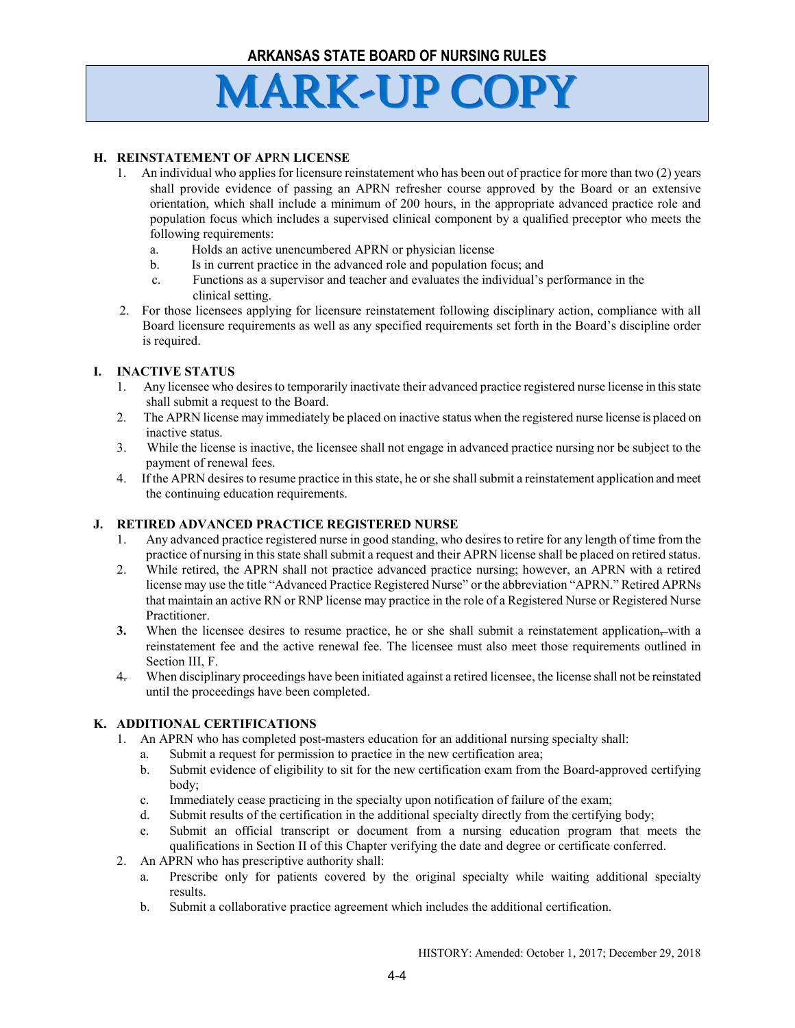## H. REINSTATEMENT OF APRN LICENSE

1. An individual who applies for licensure reinstatement who has been out of practice for more than two (2) years shall provide evidence of passing an APRN refresher course approved by the Board or an extensive orientation, which shall include a minimum of 200 hours, in the appropriate advanced practice role and population focus which includes a supervised clinical component by a qualified preceptor who meets the following requirements:
   a. Holds an active unencumbered APRN or physician license
   b. Is in current practice in the advanced role and population focus; and
   c. Functions as a supervisor and teacher and evaluates the individual's performance in the clinical setting.
2. For those licensees applying for licensure reinstatement following disciplinary action, compliance with all Board licensure requirements as well as any specified requirements set forth in the Board's discipline order is required.

## I. INACTIVE STATUS

1. Any licensee who desires to temporarily inactivate their advanced practice registered nurse license in this state shall submit a request to the Board.
2. The APRN license may immediately be placed on inactive status when the registered nurse license is placed on inactive status.
3. While the license is inactive, the licensee shall not engage in advanced practice nursing nor be subject to the payment of renewal fees.
4. If the APRN desires to resume practice in this state, he or she shall submit a reinstatement application and meet the continuing education requirements.

## J. RETIRED ADVANCED PRACTICE REGISTERED NURSE

1. Any advanced practice registered nurse in good standing, who desires to retire for any length of time from the practice of nursing in this state shall submit a request and their APRN license shall be placed on retired status.
2. While retired, the APRN shall not practice advanced practice nursing; however, an APRN with a retired license may use the title "Advanced Practice Registered Nurse" or the abbreviation "APRN." Retired APRNs that maintain an active RN or RNP license may practice in the role of a Registered Nurse or Registered Nurse Practitioner.
3. When the licensee desires to resume practice, he or she shall submit a reinstatement application, with a reinstatement fee and the active renewal fee. The licensee must also meet those requirements outlined in Section III, F.
4. When disciplinary proceedings have been initiated against a retired licensee, the license shall not be reinstated until the proceedings have been completed.

## K. ADDITIONAL CERTIFICATIONS

1. An APRN who has completed post-masters education for an additional nursing specialty shall:
   a. Submit a request for permission to practice in the new certification area;
   b. Submit evidence of eligibility to sit for the new certification exam from the Board-approved certifying body;
   c. Immediately cease practicing in the specialty upon notification of failure of the exam;
   d. Submit results of the certification in the additional specialty directly from the certifying body;
   e. Submit an official transcript or document from a nursing education program that meets the qualifications in Section II of this Chapter verifying the date and degree or certificate conferred.
2. An APRN who has prescriptive authority shall:
   a. Prescribe only for patients covered by the original specialty while waiting additional specialty results.
   b. Submit a collaborative practice agreement which includes the additional certification.

HISTORY: Amended: October 1, 2017; December 29, 2018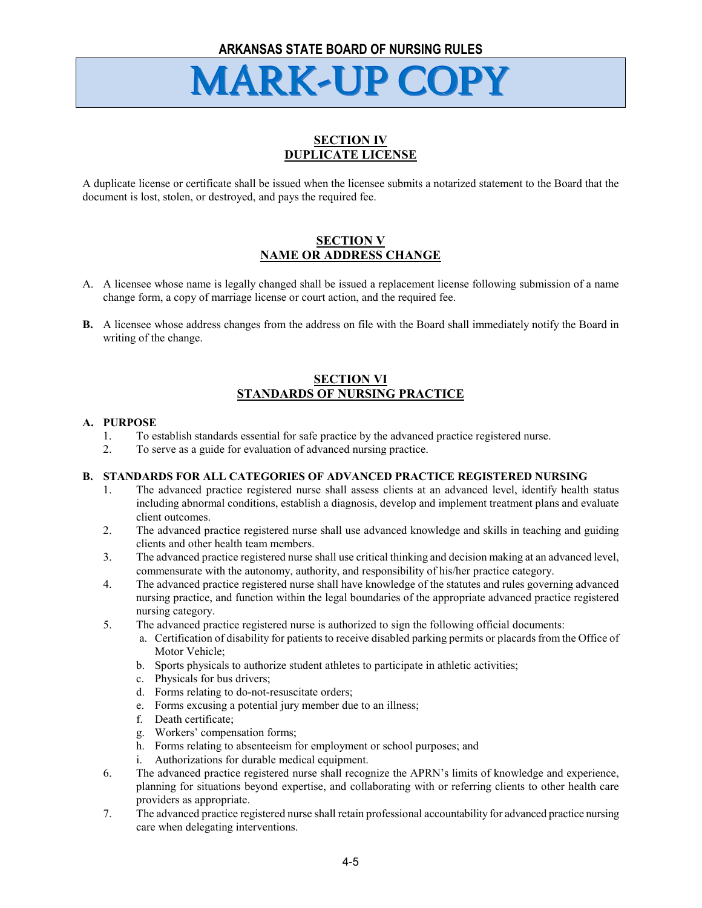# MARK-UP COPY

## SECTION IV
## DUPLICATE LICENSE

A duplicate license or certificate shall be issued when the licensee submits a notarized statement to the Board that the document is lost, stolen, or destroyed, and pays the required fee.

## SECTION V
## NAME OR ADDRESS CHANGE

A. A licensee whose name is legally changed shall be issued a replacement license following submission of a name change form, a copy of marriage license or court action, and the required fee.

**B.** A licensee whose address changes from the address on file with the Board shall immediately notify the Board in writing of the change.

## SECTION VI
## STANDARDS OF NURSING PRACTICE

**A. PURPOSE**

1. To establish standards essential for safe practice by the advanced practice registered nurse.
2. To serve as a guide for evaluation of advanced nursing practice.

**B. STANDARDS FOR ALL CATEGORIES OF ADVANCED PRACTICE REGISTERED NURSING**

1. The advanced practice registered nurse shall assess clients at an advanced level, identify health status including abnormal conditions, establish a diagnosis, develop and implement treatment plans and evaluate client outcomes.
2. The advanced practice registered nurse shall use advanced knowledge and skills in teaching and guiding clients and other health team members.
3. The advanced practice registered nurse shall use critical thinking and decision making at an advanced level, commensurate with the autonomy, authority, and responsibility of his/her practice category.
4. The advanced practice registered nurse shall have knowledge of the statutes and rules governing advanced nursing practice, and function within the legal boundaries of the appropriate advanced practice registered nursing category.
5. The advanced practice registered nurse is authorized to sign the following official documents:
   a. Certification of disability for patients to receive disabled parking permits or placards from the Office of Motor Vehicle;
   b. Sports physicals to authorize student athletes to participate in athletic activities;
   c. Physicals for bus drivers;
   d. Forms relating to do-not-resuscitate orders;
   e. Forms excusing a potential jury member due to an illness;
   f. Death certificate;
   g. Workers' compensation forms;
   h. Forms relating to absenteeism for employment or school purposes; and
   i. Authorizations for durable medical equipment.
6. The advanced practice registered nurse shall recognize the APRN's limits of knowledge and experience, planning for situations beyond expertise, and collaborating with or referring clients to other health care providers as appropriate.
7. The advanced practice registered nurse shall retain professional accountability for advanced practice nursing care when delegating interventions.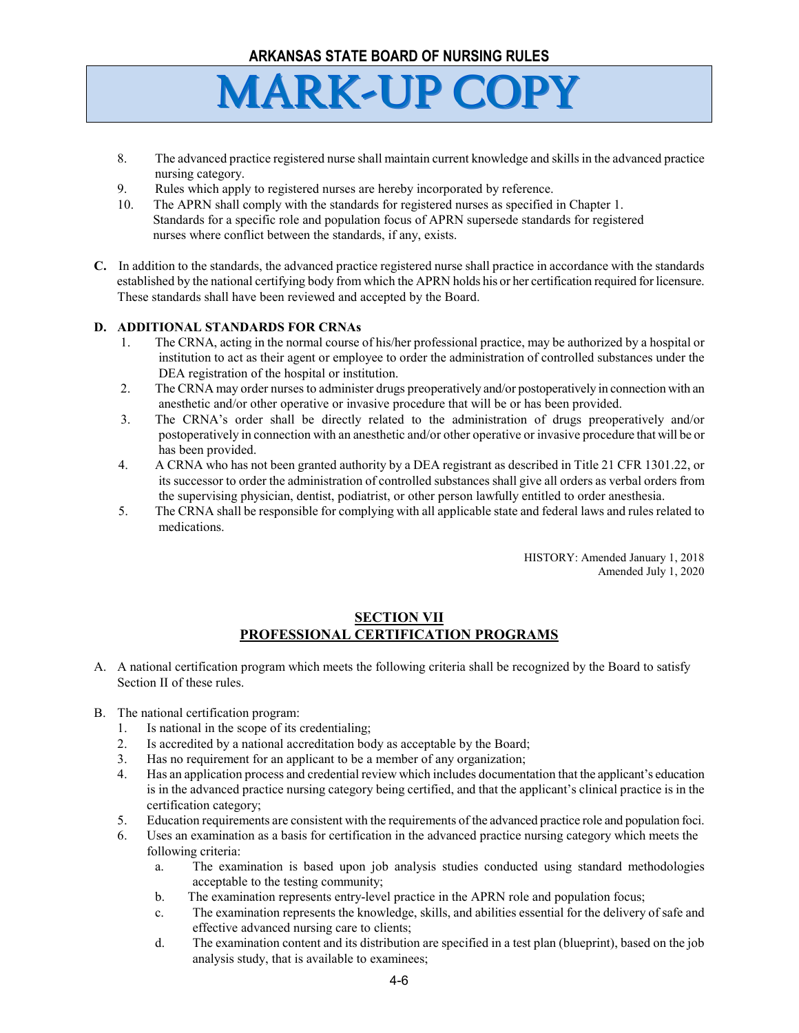8. The advanced practice registered nurse shall maintain current knowledge and skills in the advanced practice nursing category.
9. Rules which apply to registered nurses are hereby incorporated by reference.
10. The APRN shall comply with the standards for registered nurses as specified in Chapter 1. Standards for a specific role and population focus of APRN supersede standards for registered nurses where conflict between the standards, if any, exists.

**C.** In addition to the standards, the advanced practice registered nurse shall practice in accordance with the standards established by the national certifying body from which the APRN holds his or her certification required for licensure. These standards shall have been reviewed and accepted by the Board.

**D. ADDITIONAL STANDARDS FOR CRNAs**

1. The CRNA, acting in the normal course of his/her professional practice, may be authorized by a hospital or institution to act as their agent or employee to order the administration of controlled substances under the DEA registration of the hospital or institution.
2. The CRNA may order nurses to administer drugs preoperatively and/or postoperatively in connection with an anesthetic and/or other operative or invasive procedure that will be or has been provided.
3. The CRNA's order shall be directly related to the administration of drugs preoperatively and/or postoperatively in connection with an anesthetic and/or other operative or invasive procedure that will be or has been provided.
4. A CRNA who has not been granted authority by a DEA registrant as described in Title 21 CFR 1301.22, or its successor to order the administration of controlled substances shall give all orders as verbal orders from the supervising physician, dentist, podiatrist, or other person lawfully entitled to order anesthesia.
5. The CRNA shall be responsible for complying with all applicable state and federal laws and rules related to medications.

HISTORY: Amended January 1, 2018
Amended July 1, 2020

## SECTION VII
## PROFESSIONAL CERTIFICATION PROGRAMS

A. A national certification program which meets the following criteria shall be recognized by the Board to satisfy Section II of these rules.

B. The national certification program:
   1. Is national in the scope of its credentialing;
   2. Is accredited by a national accreditation body as acceptable by the Board;
   3. Has no requirement for an applicant to be a member of any organization;
   4. Has an application process and credential review which includes documentation that the applicant's education is in the advanced practice nursing category being certified, and that the applicant's clinical practice is in the certification category;
   5. Education requirements are consistent with the requirements of the advanced practice role and population foci.
   6. Uses an examination as a basis for certification in the advanced practice nursing category which meets the following criteria:
      a. The examination is based upon job analysis studies conducted using standard methodologies acceptable to the testing community;
      b. The examination represents entry-level practice in the APRN role and population focus;
      c. The examination represents the knowledge, skills, and abilities essential for the delivery of safe and effective advanced nursing care to clients;
      d. The examination content and its distribution are specified in a test plan (blueprint), based on the job analysis study, that is available to examinees;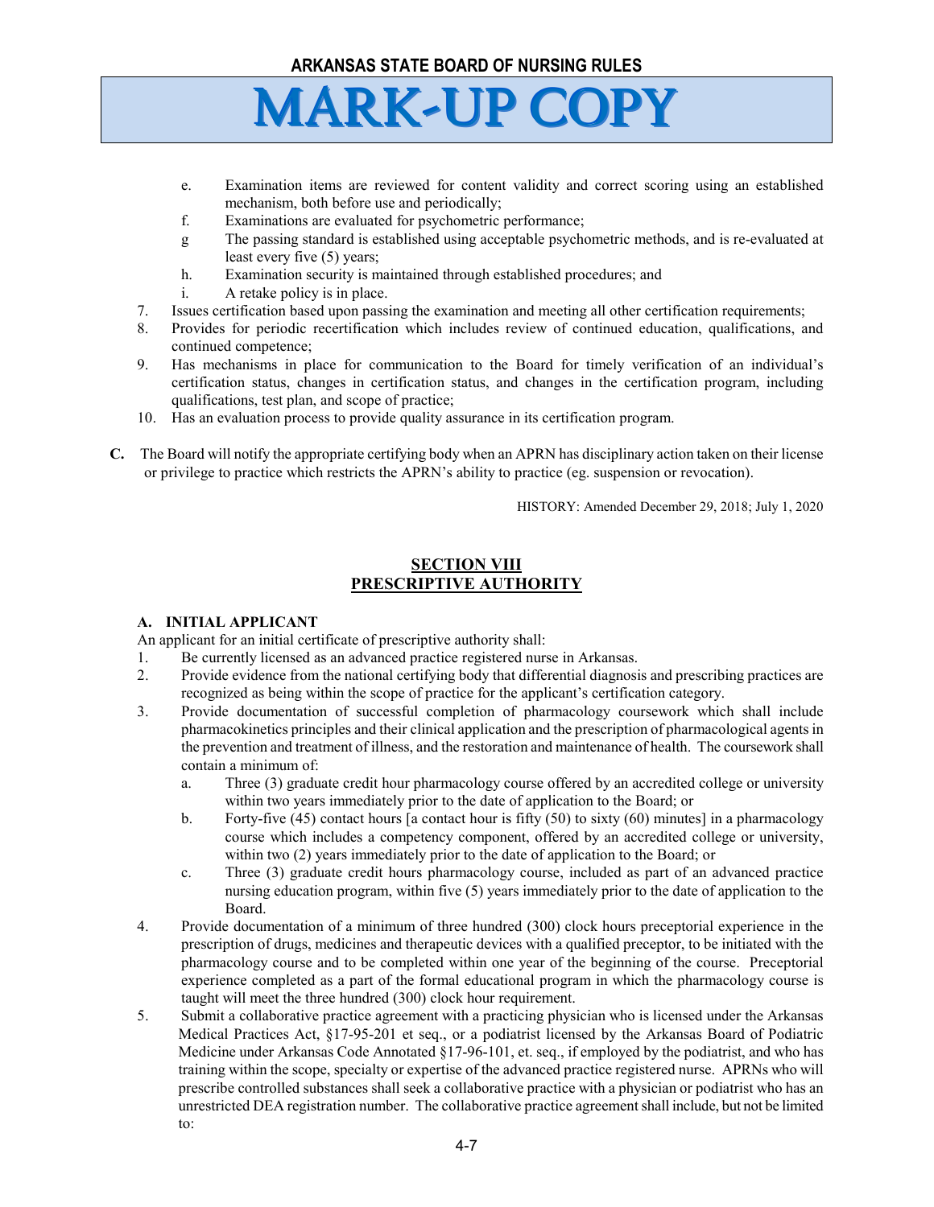e. Examination items are reviewed for content validity and correct scoring using an established mechanism, both before use and periodically;
f. Examinations are evaluated for psychometric performance;
g The passing standard is established using acceptable psychometric methods, and is re-evaluated at least every five (5) years;
h. Examination security is maintained through established procedures; and
i. A retake policy is in place.

7. Issues certification based upon passing the examination and meeting all other certification requirements;
8. Provides for periodic recertification which includes review of continued education, qualifications, and continued competence;
9. Has mechanisms in place for communication to the Board for timely verification of an individual's certification status, changes in certification status, and changes in the certification program, including qualifications, test plan, and scope of practice;
10. Has an evaluation process to provide quality assurance in its certification program.

**C.** The Board will notify the appropriate certifying body when an APRN has disciplinary action taken on their license or privilege to practice which restricts the APRN's ability to practice (eg. suspension or revocation).

HISTORY: Amended December 29, 2018; July 1, 2020

## SECTION VIII
## PRESCRIPTIVE AUTHORITY

### A. INITIAL APPLICANT

An applicant for an initial certificate of prescriptive authority shall:

1. Be currently licensed as an advanced practice registered nurse in Arkansas.
2. Provide evidence from the national certifying body that differential diagnosis and prescribing practices are recognized as being within the scope of practice for the applicant's certification category.
3. Provide documentation of successful completion of pharmacology coursework which shall include pharmacokinetics principles and their clinical application and the prescription of pharmacological agents in the prevention and treatment of illness, and the restoration and maintenance of health. The coursework shall contain a minimum of:
   a. Three (3) graduate credit hour pharmacology course offered by an accredited college or university within two years immediately prior to the date of application to the Board; or
   b. Forty-five (45) contact hours [a contact hour is fifty (50) to sixty (60) minutes] in a pharmacology course which includes a competency component, offered by an accredited college or university, within two (2) years immediately prior to the date of application to the Board; or
   c. Three (3) graduate credit hours pharmacology course, included as part of an advanced practice nursing education program, within five (5) years immediately prior to the date of application to the Board.
4. Provide documentation of a minimum of three hundred (300) clock hours preceptorial experience in the prescription of drugs, medicines and therapeutic devices with a qualified preceptor, to be initiated with the pharmacology course and to be completed within one year of the beginning of the course. Preceptorial experience completed as a part of the formal educational program in which the pharmacology course is taught will meet the three hundred (300) clock hour requirement.
5. Submit a collaborative practice agreement with a practicing physician who is licensed under the Arkansas Medical Practices Act, §17-95-201 et seq., or a podiatrist licensed by the Arkansas Board of Podiatric Medicine under Arkansas Code Annotated §17-96-101, et. seq., if employed by the podiatrist, and who has training within the scope, specialty or expertise of the advanced practice registered nurse. APRNs who will prescribe controlled substances shall seek a collaborative practice with a physician or podiatrist who has an unrestricted DEA registration number. The collaborative practice agreement shall include, but not be limited to: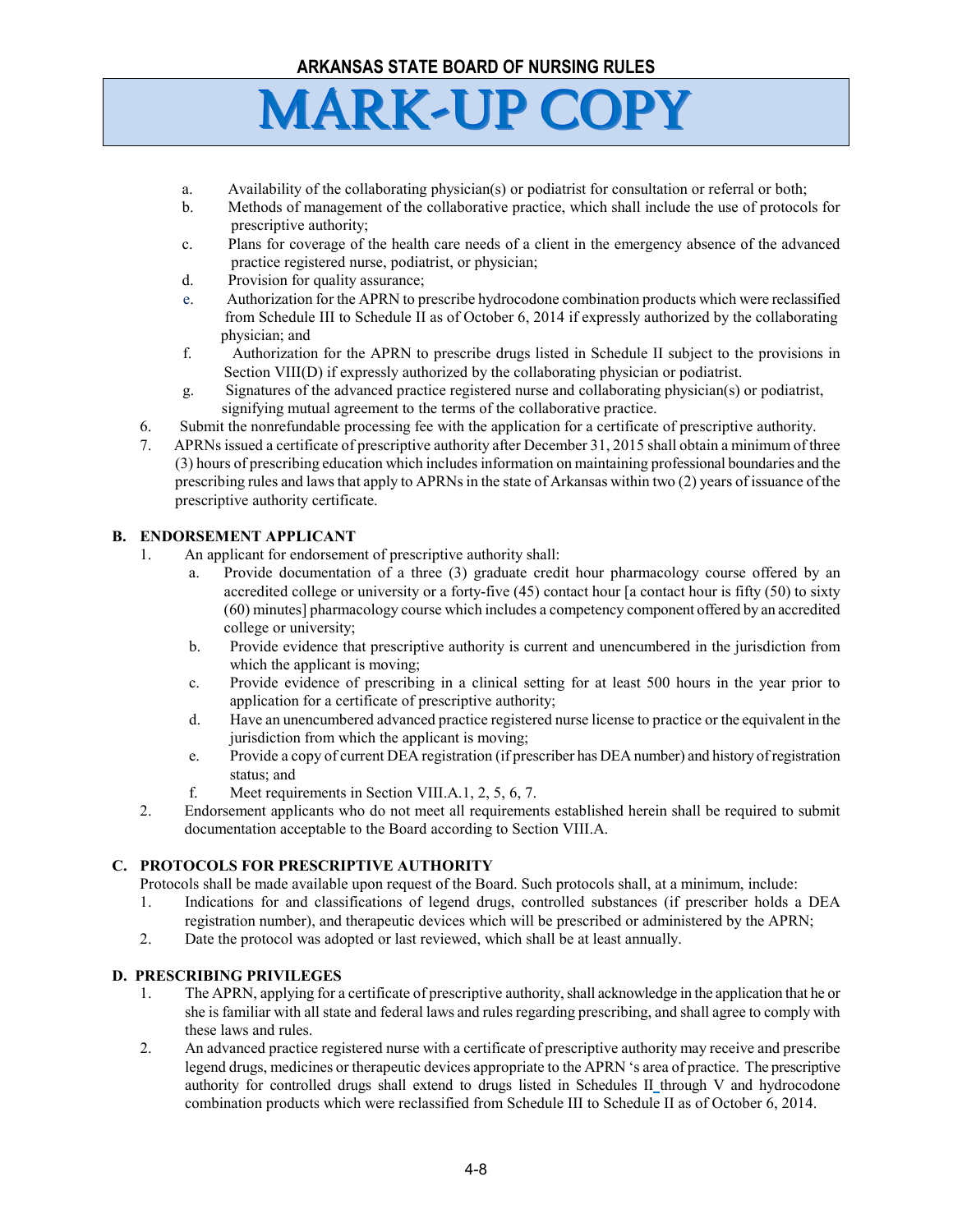a. Availability of the collaborating physician(s) or podiatrist for consultation or referral or both;
b. Methods of management of the collaborative practice, which shall include the use of protocols for prescriptive authority;
c. Plans for coverage of the health care needs of a client in the emergency absence of the advanced practice registered nurse, podiatrist, or physician;
d. Provision for quality assurance;
e. Authorization for the APRN to prescribe hydrocodone combination products which were reclassified from Schedule III to Schedule II as of October 6, 2014 if expressly authorized by the collaborating physician; and
f. Authorization for the APRN to prescribe drugs listed in Schedule II subject to the provisions in Section VIII(D) if expressly authorized by the collaborating physician or podiatrist.
g. Signatures of the advanced practice registered nurse and collaborating physician(s) or podiatrist, signifying mutual agreement to the terms of the collaborative practice.

6. Submit the nonrefundable processing fee with the application for a certificate of prescriptive authority.
7. APRNs issued a certificate of prescriptive authority after December 31, 2015 shall obtain a minimum of three (3) hours of prescribing education which includes information on maintaining professional boundaries and the prescribing rules and laws that apply to APRNs in the state of Arkansas within two (2) years of issuance of the prescriptive authority certificate.

**B. ENDORSEMENT APPLICANT**

1. An applicant for endorsement of prescriptive authority shall:
   a. Provide documentation of a three (3) graduate credit hour pharmacology course offered by an accredited college or university or a forty-five (45) contact hour [a contact hour is fifty (50) to sixty (60) minutes] pharmacology course which includes a competency component offered by an accredited college or university;
   b. Provide evidence that prescriptive authority is current and unencumbered in the jurisdiction from which the applicant is moving;
   c. Provide evidence of prescribing in a clinical setting for at least 500 hours in the year prior to application for a certificate of prescriptive authority;
   d. Have an unencumbered advanced practice registered nurse license to practice or the equivalent in the jurisdiction from which the applicant is moving;
   e. Provide a copy of current DEA registration (if prescriber has DEA number) and history of registration status; and
   f. Meet requirements in Section VIII.A.1, 2, 5, 6, 7.
2. Endorsement applicants who do not meet all requirements established herein shall be required to submit documentation acceptable to the Board according to Section VIII.A.

**C. PROTOCOLS FOR PRESCRIPTIVE AUTHORITY**

Protocols shall be made available upon request of the Board. Such protocols shall, at a minimum, include:

1. Indications for and classifications of legend drugs, controlled substances (if prescriber holds a DEA registration number), and therapeutic devices which will be prescribed or administered by the APRN;
2. Date the protocol was adopted or last reviewed, which shall be at least annually.

**D. PRESCRIBING PRIVILEGES**

1. The APRN, applying for a certificate of prescriptive authority, shall acknowledge in the application that he or she is familiar with all state and federal laws and rules regarding prescribing, and shall agree to comply with these laws and rules.
2. An advanced practice registered nurse with a certificate of prescriptive authority may receive and prescribe legend drugs, medicines or therapeutic devices appropriate to the APRN 's area of practice. The prescriptive authority for controlled drugs shall extend to drugs listed in Schedules II through V and hydrocodone combination products which were reclassified from Schedule III to Schedule II as of October 6, 2014.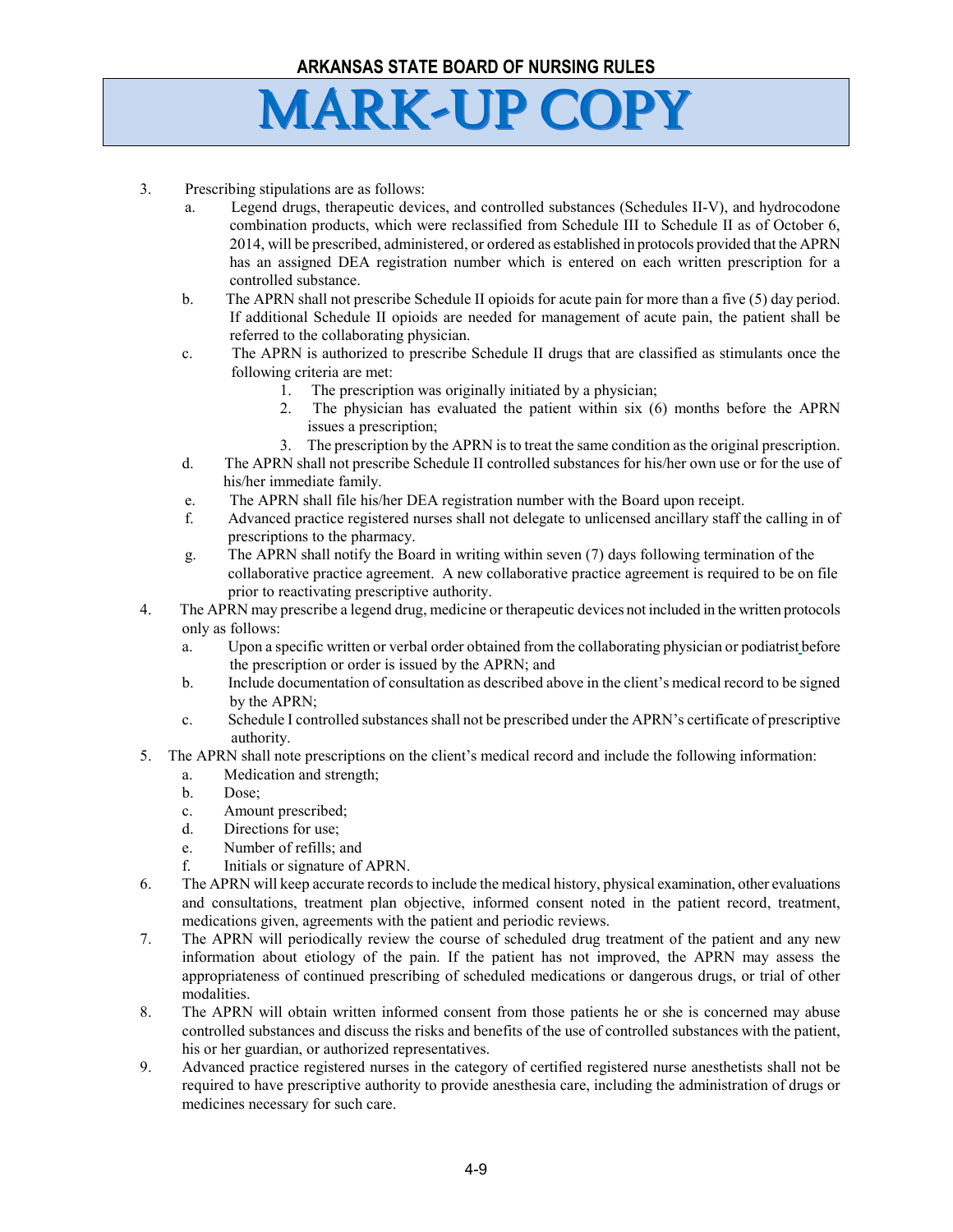3. Prescribing stipulations are as follows:
   a. Legend drugs, therapeutic devices, and controlled substances (Schedules II-V), and hydrocodone combination products, which were reclassified from Schedule III to Schedule II as of October 6, 2014, will be prescribed, administered, or ordered as established in protocols provided that the APRN has an assigned DEA registration number which is entered on each written prescription for a controlled substance.
   b. The APRN shall not prescribe Schedule II opioids for acute pain for more than a five (5) day period. If additional Schedule II opioids are needed for management of acute pain, the patient shall be referred to the collaborating physician.
   c. The APRN is authorized to prescribe Schedule II drugs that are classified as stimulants once the following criteria are met:
      1. The prescription was originally initiated by a physician;
      2. The physician has evaluated the patient within six (6) months before the APRN issues a prescription;
      3. The prescription by the APRN is to treat the same condition as the original prescription.
   d. The APRN shall not prescribe Schedule II controlled substances for his/her own use or for the use of his/her immediate family.
   e. The APRN shall file his/her DEA registration number with the Board upon receipt.
   f. Advanced practice registered nurses shall not delegate to unlicensed ancillary staff the calling in of prescriptions to the pharmacy.
   g. The APRN shall notify the Board in writing within seven (7) days following termination of the collaborative practice agreement. A new collaborative practice agreement is required to be on file prior to reactivating prescriptive authority.
4. The APRN may prescribe a legend drug, medicine or therapeutic devices not included in the written protocols only as follows:
   a. Upon a specific written or verbal order obtained from the collaborating physician or podiatrist before the prescription or order is issued by the APRN; and
   b. Include documentation of consultation as described above in the client's medical record to be signed by the APRN;
   c. Schedule I controlled substances shall not be prescribed under the APRN's certificate of prescriptive authority.
5. The APRN shall note prescriptions on the client's medical record and include the following information:
   a. Medication and strength;
   b. Dose;
   c. Amount prescribed;
   d. Directions for use;
   e. Number of refills; and
   f. Initials or signature of APRN.
6. The APRN will keep accurate records to include the medical history, physical examination, other evaluations and consultations, treatment plan objective, informed consent noted in the patient record, treatment, medications given, agreements with the patient and periodic reviews.
7. The APRN will periodically review the course of scheduled drug treatment of the patient and any new information about etiology of the pain. If the patient has not improved, the APRN may assess the appropriateness of continued prescribing of scheduled medications or dangerous drugs, or trial of other modalities.
8. The APRN will obtain written informed consent from those patients he or she is concerned may abuse controlled substances and discuss the risks and benefits of the use of controlled substances with the patient, his or her guardian, or authorized representatives.
9. Advanced practice registered nurses in the category of certified registered nurse anesthetists shall not be required to have prescriptive authority to provide anesthesia care, including the administration of drugs or medicines necessary for such care.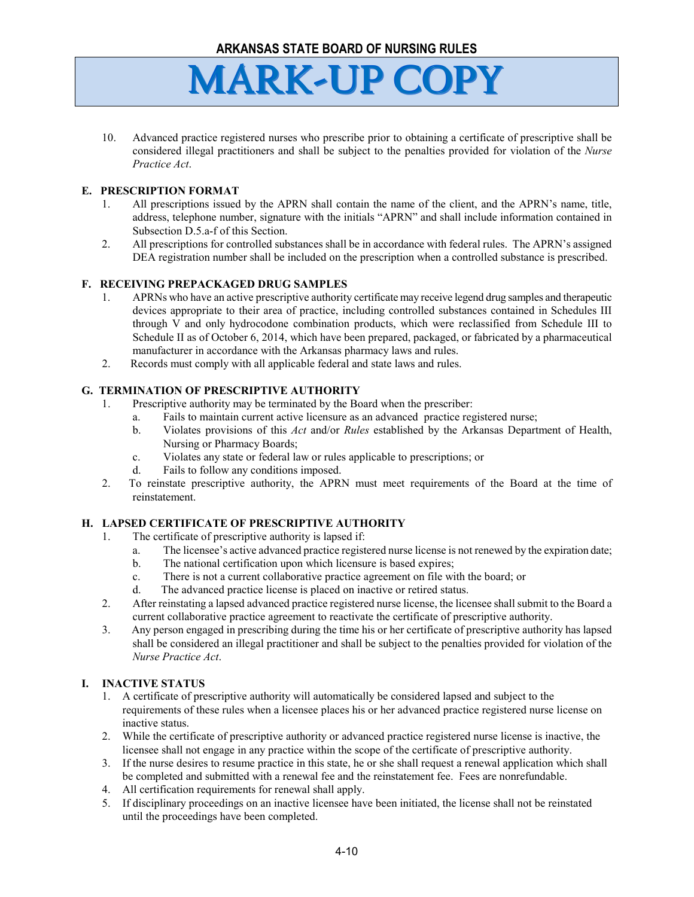10. Advanced practice registered nurses who prescribe prior to obtaining a certificate of prescriptive shall be considered illegal practitioners and shall be subject to the penalties provided for violation of the *Nurse Practice Act*.

### E. PRESCRIPTION FORMAT

1. All prescriptions issued by the APRN shall contain the name of the client, and the APRN's name, title, address, telephone number, signature with the initials "APRN" and shall include information contained in Subsection D.5.a-f of this Section.
2. All prescriptions for controlled substances shall be in accordance with federal rules. The APRN's assigned DEA registration number shall be included on the prescription when a controlled substance is prescribed.

### F. RECEIVING PREPACKAGED DRUG SAMPLES

1. APRNs who have an active prescriptive authority certificate may receive legend drug samples and therapeutic devices appropriate to their area of practice, including controlled substances contained in Schedules III through V and only hydrocodone combination products, which were reclassified from Schedule III to Schedule II as of October 6, 2014, which have been prepared, packaged, or fabricated by a pharmaceutical manufacturer in accordance with the Arkansas pharmacy laws and rules.
2. Records must comply with all applicable federal and state laws and rules.

### G. TERMINATION OF PRESCRIPTIVE AUTHORITY

1. Prescriptive authority may be terminated by the Board when the prescriber:
   a. Fails to maintain current active licensure as an advanced practice registered nurse;
   b. Violates provisions of this *Act* and/or *Rules* established by the Arkansas Department of Health, Nursing or Pharmacy Boards;
   c. Violates any state or federal law or rules applicable to prescriptions; or
   d. Fails to follow any conditions imposed.
2. To reinstate prescriptive authority, the APRN must meet requirements of the Board at the time of reinstatement.

### H. LAPSED CERTIFICATE OF PRESCRIPTIVE AUTHORITY

1. The certificate of prescriptive authority is lapsed if:
   a. The licensee's active advanced practice registered nurse license is not renewed by the expiration date;
   b. The national certification upon which licensure is based expires;
   c. There is not a current collaborative practice agreement on file with the board; or
   d. The advanced practice license is placed on inactive or retired status.
2. After reinstating a lapsed advanced practice registered nurse license, the licensee shall submit to the Board a current collaborative practice agreement to reactivate the certificate of prescriptive authority.
3. Any person engaged in prescribing during the time his or her certificate of prescriptive authority has lapsed shall be considered an illegal practitioner and shall be subject to the penalties provided for violation of the *Nurse Practice Act*.

### I. INACTIVE STATUS

1. A certificate of prescriptive authority will automatically be considered lapsed and subject to the requirements of these rules when a licensee places his or her advanced practice registered nurse license on inactive status.
2. While the certificate of prescriptive authority or advanced practice registered nurse license is inactive, the licensee shall not engage in any practice within the scope of the certificate of prescriptive authority.
3. If the nurse desires to resume practice in this state, he or she shall request a renewal application which shall be completed and submitted with a renewal fee and the reinstatement fee. Fees are nonrefundable.
4. All certification requirements for renewal shall apply.
5. If disciplinary proceedings on an inactive licensee have been initiated, the license shall not be reinstated until the proceedings have been completed.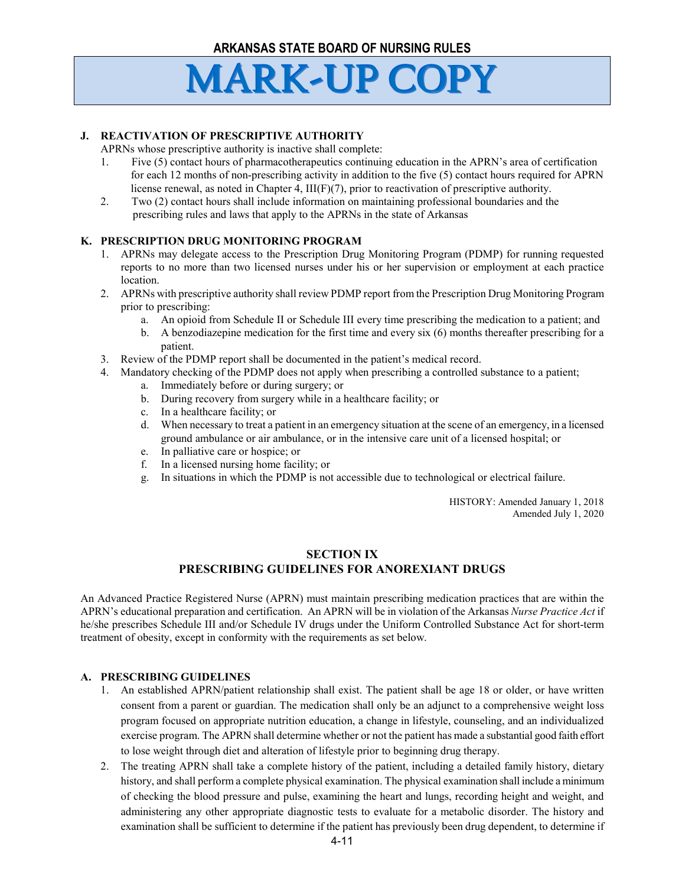### J. REACTIVATION OF PRESCRIPTIVE AUTHORITY

APRNs whose prescriptive authority is inactive shall complete:

1. Five (5) contact hours of pharmacotherapeutics continuing education in the APRN's area of certification for each 12 months of non-prescribing activity in addition to the five (5) contact hours required for APRN license renewal, as noted in Chapter 4, III(F)(7), prior to reactivation of prescriptive authority.
2. Two (2) contact hours shall include information on maintaining professional boundaries and the prescribing rules and laws that apply to the APRNs in the state of Arkansas

### K. PRESCRIPTION DRUG MONITORING PROGRAM

1. APRNs may delegate access to the Prescription Drug Monitoring Program (PDMP) for running requested reports to no more than two licensed nurses under his or her supervision or employment at each practice location.
2. APRNs with prescriptive authority shall review PDMP report from the Prescription Drug Monitoring Program prior to prescribing:
   a. An opioid from Schedule II or Schedule III every time prescribing the medication to a patient; and
   b. A benzodiazepine medication for the first time and every six (6) months thereafter prescribing for a patient.
3. Review of the PDMP report shall be documented in the patient's medical record.
4. Mandatory checking of the PDMP does not apply when prescribing a controlled substance to a patient;
   a. Immediately before or during surgery; or
   b. During recovery from surgery while in a healthcare facility; or
   c. In a healthcare facility; or
   d. When necessary to treat a patient in an emergency situation at the scene of an emergency, in a licensed ground ambulance or air ambulance, or in the intensive care unit of a licensed hospital; or
   e. In palliative care or hospice; or
   f. In a licensed nursing home facility; or
   g. In situations in which the PDMP is not accessible due to technological or electrical failure.

HISTORY: Amended January 1, 2018
Amended July 1, 2020

## SECTION IX
## PRESCRIBING GUIDELINES FOR ANOREXIANT DRUGS

An Advanced Practice Registered Nurse (APRN) must maintain prescribing medication practices that are within the APRN's educational preparation and certification. An APRN will be in violation of the Arkansas *Nurse Practice Act* if he/she prescribes Schedule III and/or Schedule IV drugs under the Uniform Controlled Substance Act for short-term treatment of obesity, except in conformity with the requirements as set below.

### A. PRESCRIBING GUIDELINES

1. An established APRN/patient relationship shall exist. The patient shall be age 18 or older, or have written consent from a parent or guardian. The medication shall only be an adjunct to a comprehensive weight loss program focused on appropriate nutrition education, a change in lifestyle, counseling, and an individualized exercise program. The APRN shall determine whether or not the patient has made a substantial good faith effort to lose weight through diet and alteration of lifestyle prior to beginning drug therapy.
2. The treating APRN shall take a complete history of the patient, including a detailed family history, dietary history, and shall perform a complete physical examination. The physical examination shall include a minimum of checking the blood pressure and pulse, examining the heart and lungs, recording height and weight, and administering any other appropriate diagnostic tests to evaluate for a metabolic disorder. The history and examination shall be sufficient to determine if the patient has previously been drug dependent, to determine if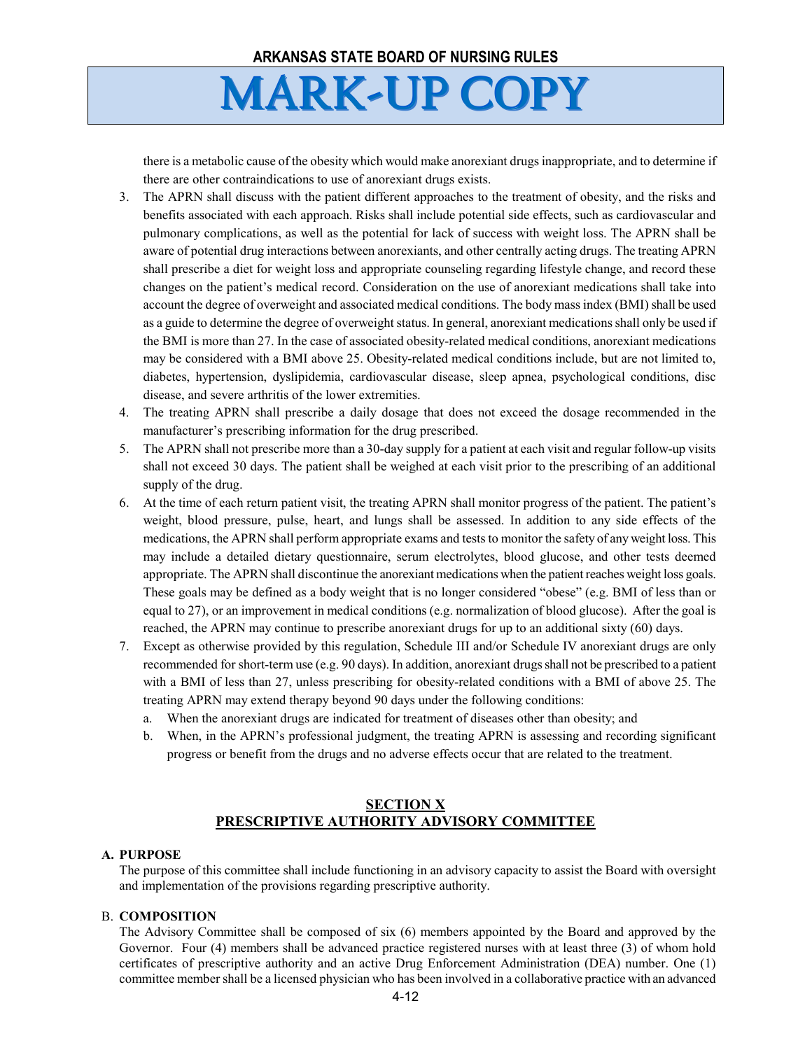there is a metabolic cause of the obesity which would make anorexiant drugs inappropriate, and to determine if there are other contraindications to use of anorexiant drugs exists.

3. The APRN shall discuss with the patient different approaches to the treatment of obesity, and the risks and benefits associated with each approach. Risks shall include potential side effects, such as cardiovascular and pulmonary complications, as well as the potential for lack of success with weight loss. The APRN shall be aware of potential drug interactions between anorexiants, and other centrally acting drugs. The treating APRN shall prescribe a diet for weight loss and appropriate counseling regarding lifestyle change, and record these changes on the patient's medical record. Consideration on the use of anorexiant medications shall take into account the degree of overweight and associated medical conditions. The body mass index (BMI) shall be used as a guide to determine the degree of overweight status. In general, anorexiant medications shall only be used if the BMI is more than 27. In the case of associated obesity-related medical conditions, anorexiant medications may be considered with a BMI above 25. Obesity-related medical conditions include, but are not limited to, diabetes, hypertension, dyslipidemia, cardiovascular disease, sleep apnea, psychological conditions, disc disease, and severe arthritis of the lower extremities.
4. The treating APRN shall prescribe a daily dosage that does not exceed the dosage recommended in the manufacturer's prescribing information for the drug prescribed.
5. The APRN shall not prescribe more than a 30-day supply for a patient at each visit and regular follow-up visits shall not exceed 30 days. The patient shall be weighed at each visit prior to the prescribing of an additional supply of the drug.
6. At the time of each return patient visit, the treating APRN shall monitor progress of the patient. The patient's weight, blood pressure, pulse, heart, and lungs shall be assessed. In addition to any side effects of the medications, the APRN shall perform appropriate exams and tests to monitor the safety of any weight loss. This may include a detailed dietary questionnaire, serum electrolytes, blood glucose, and other tests deemed appropriate. The APRN shall discontinue the anorexiant medications when the patient reaches weight loss goals. These goals may be defined as a body weight that is no longer considered "obese" (e.g. BMI of less than or equal to 27), or an improvement in medical conditions (e.g. normalization of blood glucose). After the goal is reached, the APRN may continue to prescribe anorexiant drugs for up to an additional sixty (60) days.
7. Except as otherwise provided by this regulation, Schedule III and/or Schedule IV anorexiant drugs are only recommended for short-term use (e.g. 90 days). In addition, anorexiant drugs shall not be prescribed to a patient with a BMI of less than 27, unless prescribing for obesity-related conditions with a BMI of above 25. The treating APRN may extend therapy beyond 90 days under the following conditions:
   a. When the anorexiant drugs are indicated for treatment of diseases other than obesity; and
   b. When, in the APRN's professional judgment, the treating APRN is assessing and recording significant progress or benefit from the drugs and no adverse effects occur that are related to the treatment.

## SECTION X
## PRESCRIPTIVE AUTHORITY ADVISORY COMMITTEE

**A. PURPOSE**

The purpose of this committee shall include functioning in an advisory capacity to assist the Board with oversight and implementation of the provisions regarding prescriptive authority.

B. **COMPOSITION**

The Advisory Committee shall be composed of six (6) members appointed by the Board and approved by the Governor. Four (4) members shall be advanced practice registered nurses with at least three (3) of whom hold certificates of prescriptive authority and an active Drug Enforcement Administration (DEA) number. One (1) committee member shall be a licensed physician who has been involved in a collaborative practice with an advanced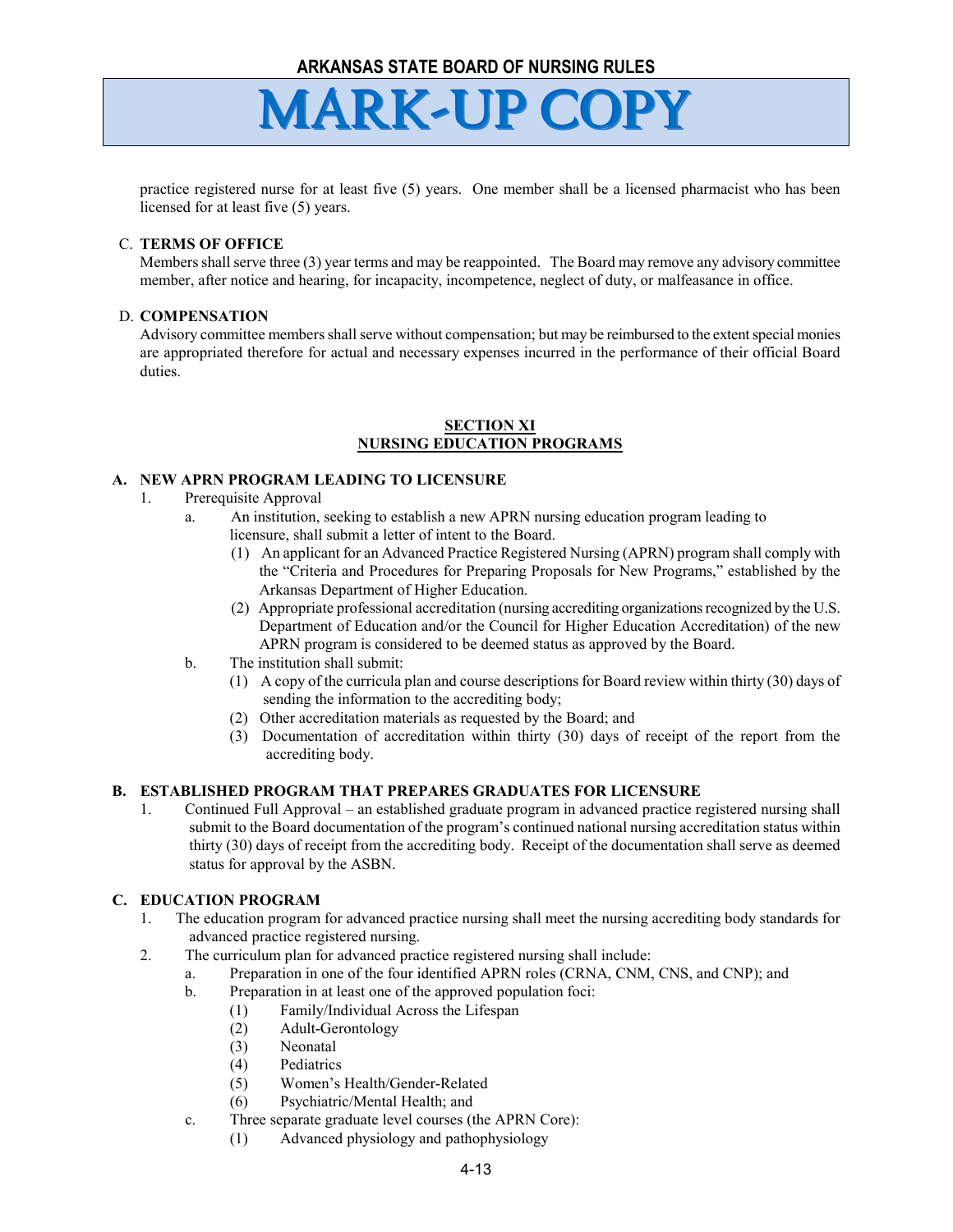practice registered nurse for at least five (5) years. One member shall be a licensed pharmacist who has been licensed for at least five (5) years.

C. **TERMS OF OFFICE**
Members shall serve three (3) year terms and may be reappointed. The Board may remove any advisory committee member, after notice and hearing, for incapacity, incompetence, neglect of duty, or malfeasance in office.

D. **COMPENSATION**
Advisory committee members shall serve without compensation; but may be reimbursed to the extent special monies are appropriated therefore for actual and necessary expenses incurred in the performance of their official Board duties.

## SECTION XI
## NURSING EDUCATION PROGRAMS

**A. NEW APRN PROGRAM LEADING TO LICENSURE**

1. Prerequisite Approval
   a. An institution, seeking to establish a new APRN nursing education program leading to licensure, shall submit a letter of intent to the Board.
      (1) An applicant for an Advanced Practice Registered Nursing (APRN) program shall comply with the "Criteria and Procedures for Preparing Proposals for New Programs," established by the Arkansas Department of Higher Education.
      (2) Appropriate professional accreditation (nursing accrediting organizations recognized by the U.S. Department of Education and/or the Council for Higher Education Accreditation) of the new APRN program is considered to be deemed status as approved by the Board.
   b. The institution shall submit:
      (1) A copy of the curricula plan and course descriptions for Board review within thirty (30) days of sending the information to the accrediting body;
      (2) Other accreditation materials as requested by the Board; and
      (3) Documentation of accreditation within thirty (30) days of receipt of the report from the accrediting body.

**B. ESTABLISHED PROGRAM THAT PREPARES GRADUATES FOR LICENSURE**

1. Continued Full Approval – an established graduate program in advanced practice registered nursing shall submit to the Board documentation of the program's continued national nursing accreditation status within thirty (30) days of receipt from the accrediting body. Receipt of the documentation shall serve as deemed status for approval by the ASBN.

**C. EDUCATION PROGRAM**

1. The education program for advanced practice nursing shall meet the nursing accrediting body standards for advanced practice registered nursing.
2. The curriculum plan for advanced practice registered nursing shall include:
   a. Preparation in one of the four identified APRN roles (CRNA, CNM, CNS, and CNP); and
   b. Preparation in at least one of the approved population foci:
      (1) Family/Individual Across the Lifespan
      (2) Adult-Gerontology
      (3) Neonatal
      (4) Pediatrics
      (5) Women's Health/Gender-Related
      (6) Psychiatric/Mental Health; and
   c. Three separate graduate level courses (the APRN Core):
      (1) Advanced physiology and pathophysiology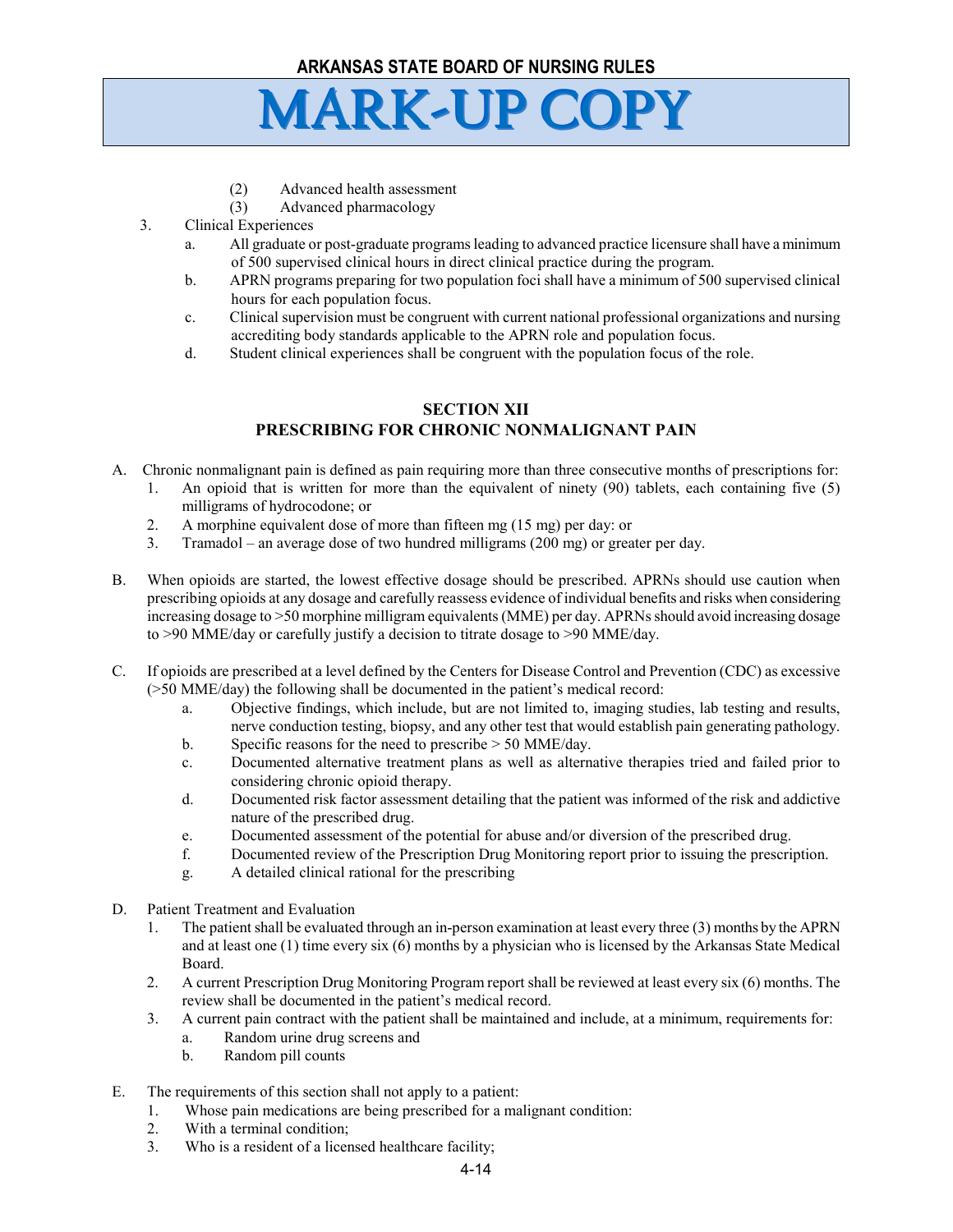(2) Advanced health assessment
(3) Advanced pharmacology

3. Clinical Experiences
   a. All graduate or post-graduate programs leading to advanced practice licensure shall have a minimum of 500 supervised clinical hours in direct clinical practice during the program.
   b. APRN programs preparing for two population foci shall have a minimum of 500 supervised clinical hours for each population focus.
   c. Clinical supervision must be congruent with current national professional organizations and nursing accrediting body standards applicable to the APRN role and population focus.
   d. Student clinical experiences shall be congruent with the population focus of the role.

## SECTION XII
## PRESCRIBING FOR CHRONIC NONMALIGNANT PAIN

A. Chronic nonmalignant pain is defined as pain requiring more than three consecutive months of prescriptions for:
   1. An opioid that is written for more than the equivalent of ninety (90) tablets, each containing five (5) milligrams of hydrocodone; or
   2. A morphine equivalent dose of more than fifteen mg (15 mg) per day: or
   3. Tramadol – an average dose of two hundred milligrams (200 mg) or greater per day.

B. When opioids are started, the lowest effective dosage should be prescribed. APRNs should use caution when prescribing opioids at any dosage and carefully reassess evidence of individual benefits and risks when considering increasing dosage to >50 morphine milligram equivalents (MME) per day. APRNs should avoid increasing dosage to >90 MME/day or carefully justify a decision to titrate dosage to >90 MME/day.

C. If opioids are prescribed at a level defined by the Centers for Disease Control and Prevention (CDC) as excessive (>50 MME/day) the following shall be documented in the patient's medical record:
   a. Objective findings, which include, but are not limited to, imaging studies, lab testing and results, nerve conduction testing, biopsy, and any other test that would establish pain generating pathology.
   b. Specific reasons for the need to prescribe > 50 MME/day.
   c. Documented alternative treatment plans as well as alternative therapies tried and failed prior to considering chronic opioid therapy.
   d. Documented risk factor assessment detailing that the patient was informed of the risk and addictive nature of the prescribed drug.
   e. Documented assessment of the potential for abuse and/or diversion of the prescribed drug.
   f. Documented review of the Prescription Drug Monitoring report prior to issuing the prescription.
   g. A detailed clinical rational for the prescribing

D. Patient Treatment and Evaluation
   1. The patient shall be evaluated through an in-person examination at least every three (3) months by the APRN and at least one (1) time every six (6) months by a physician who is licensed by the Arkansas State Medical Board.
   2. A current Prescription Drug Monitoring Program report shall be reviewed at least every six (6) months. The review shall be documented in the patient's medical record.
   3. A current pain contract with the patient shall be maintained and include, at a minimum, requirements for:
      a. Random urine drug screens and
      b. Random pill counts

E. The requirements of this section shall not apply to a patient:
   1. Whose pain medications are being prescribed for a malignant condition:
   2. With a terminal condition;
   3. Who is a resident of a licensed healthcare facility;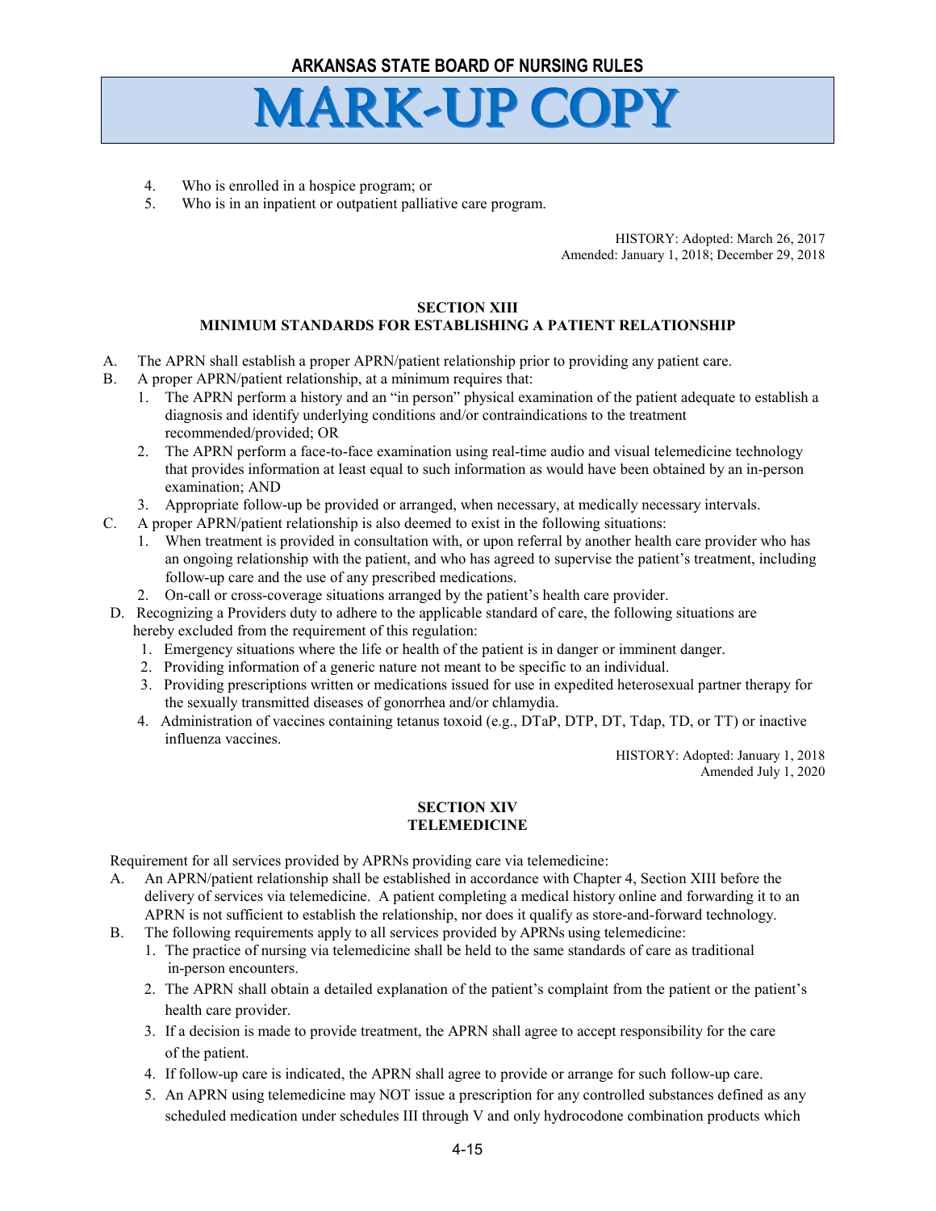4. Who is enrolled in a hospice program; or
5. Who is in an inpatient or outpatient palliative care program.

HISTORY: Adopted: March 26, 2017
Amended: January 1, 2018; December 29, 2018

## SECTION XIII
## MINIMUM STANDARDS FOR ESTABLISHING A PATIENT RELATIONSHIP

A. The APRN shall establish a proper APRN/patient relationship prior to providing any patient care.
B. A proper APRN/patient relationship, at a minimum requires that:
   1. The APRN perform a history and an "in person" physical examination of the patient adequate to establish a diagnosis and identify underlying conditions and/or contraindications to the treatment recommended/provided; OR
   2. The APRN perform a face-to-face examination using real-time audio and visual telemedicine technology that provides information at least equal to such information as would have been obtained by an in-person examination; AND
   3. Appropriate follow-up be provided or arranged, when necessary, at medically necessary intervals.
C. A proper APRN/patient relationship is also deemed to exist in the following situations:
   1. When treatment is provided in consultation with, or upon referral by another health care provider who has an ongoing relationship with the patient, and who has agreed to supervise the patient's treatment, including follow-up care and the use of any prescribed medications.
   2. On-call or cross-coverage situations arranged by the patient's health care provider.
D. Recognizing a Providers duty to adhere to the applicable standard of care, the following situations are hereby excluded from the requirement of this regulation:
   1. Emergency situations where the life or health of the patient is in danger or imminent danger.
   2. Providing information of a generic nature not meant to be specific to an individual.
   3. Providing prescriptions written or medications issued for use in expedited heterosexual partner therapy for the sexually transmitted diseases of gonorrhea and/or chlamydia.
   4. Administration of vaccines containing tetanus toxoid (e.g., DTaP, DTP, DT, Tdap, TD, or TT) or inactive influenza vaccines.

HISTORY: Adopted: January 1, 2018
Amended July 1, 2020

## SECTION XIV
## TELEMEDICINE

Requirement for all services provided by APRNs providing care via telemedicine:

A. An APRN/patient relationship shall be established in accordance with Chapter 4, Section XIII before the delivery of services via telemedicine. A patient completing a medical history online and forwarding it to an APRN is not sufficient to establish the relationship, nor does it qualify as store-and-forward technology.
B. The following requirements apply to all services provided by APRNs using telemedicine:
   1. The practice of nursing via telemedicine shall be held to the same standards of care as traditional in-person encounters.
   2. The APRN shall obtain a detailed explanation of the patient's complaint from the patient or the patient's health care provider.
   3. If a decision is made to provide treatment, the APRN shall agree to accept responsibility for the care of the patient.
   4. If follow-up care is indicated, the APRN shall agree to provide or arrange for such follow-up care.
   5. An APRN using telemedicine may NOT issue a prescription for any controlled substances defined as any scheduled medication under schedules III through V and only hydrocodone combination products which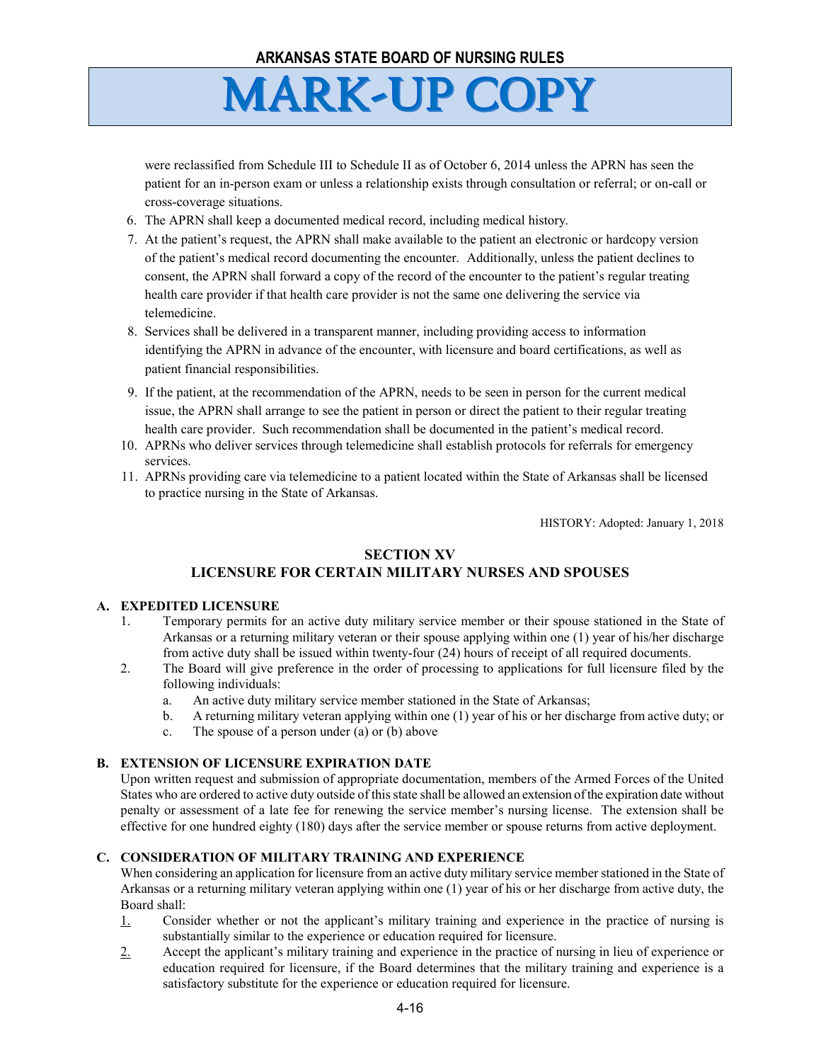were reclassified from Schedule III to Schedule II as of October 6, 2014 unless the APRN has seen the patient for an in-person exam or unless a relationship exists through consultation or referral; or on-call or cross-coverage situations.

6. The APRN shall keep a documented medical record, including medical history.
7. At the patient's request, the APRN shall make available to the patient an electronic or hardcopy version of the patient's medical record documenting the encounter. Additionally, unless the patient declines to consent, the APRN shall forward a copy of the record of the encounter to the patient's regular treating health care provider if that health care provider is not the same one delivering the service via telemedicine.
8. Services shall be delivered in a transparent manner, including providing access to information identifying the APRN in advance of the encounter, with licensure and board certifications, as well as patient financial responsibilities.
9. If the patient, at the recommendation of the APRN, needs to be seen in person for the current medical issue, the APRN shall arrange to see the patient in person or direct the patient to their regular treating health care provider. Such recommendation shall be documented in the patient's medical record.
10. APRNs who deliver services through telemedicine shall establish protocols for referrals for emergency services.
11. APRNs providing care via telemedicine to a patient located within the State of Arkansas shall be licensed to practice nursing in the State of Arkansas.

HISTORY: Adopted: January 1, 2018

## SECTION XV
## LICENSURE FOR CERTAIN MILITARY NURSES AND SPOUSES

**A. EXPEDITED LICENSURE**

1. Temporary permits for an active duty military service member or their spouse stationed in the State of Arkansas or a returning military veteran or their spouse applying within one (1) year of his/her discharge from active duty shall be issued within twenty-four (24) hours of receipt of all required documents.
2. The Board will give preference in the order of processing to applications for full licensure filed by the following individuals:
   a. An active duty military service member stationed in the State of Arkansas;
   b. A returning military veteran applying within one (1) year of his or her discharge from active duty; or
   c. The spouse of a person under (a) or (b) above

**B. EXTENSION OF LICENSURE EXPIRATION DATE**

Upon written request and submission of appropriate documentation, members of the Armed Forces of the United States who are ordered to active duty outside of this state shall be allowed an extension of the expiration date without penalty or assessment of a late fee for renewing the service member's nursing license. The extension shall be effective for one hundred eighty (180) days after the service member or spouse returns from active deployment.

**C. CONSIDERATION OF MILITARY TRAINING AND EXPERIENCE**

When considering an application for licensure from an active duty military service member stationed in the State of Arkansas or a returning military veteran applying within one (1) year of his or her discharge from active duty, the Board shall:

1. Consider whether or not the applicant's military training and experience in the practice of nursing is substantially similar to the experience or education required for licensure.
2. Accept the applicant's military training and experience in the practice of nursing in lieu of experience or education required for licensure, if the Board determines that the military training and experience is a satisfactory substitute for the experience or education required for licensure.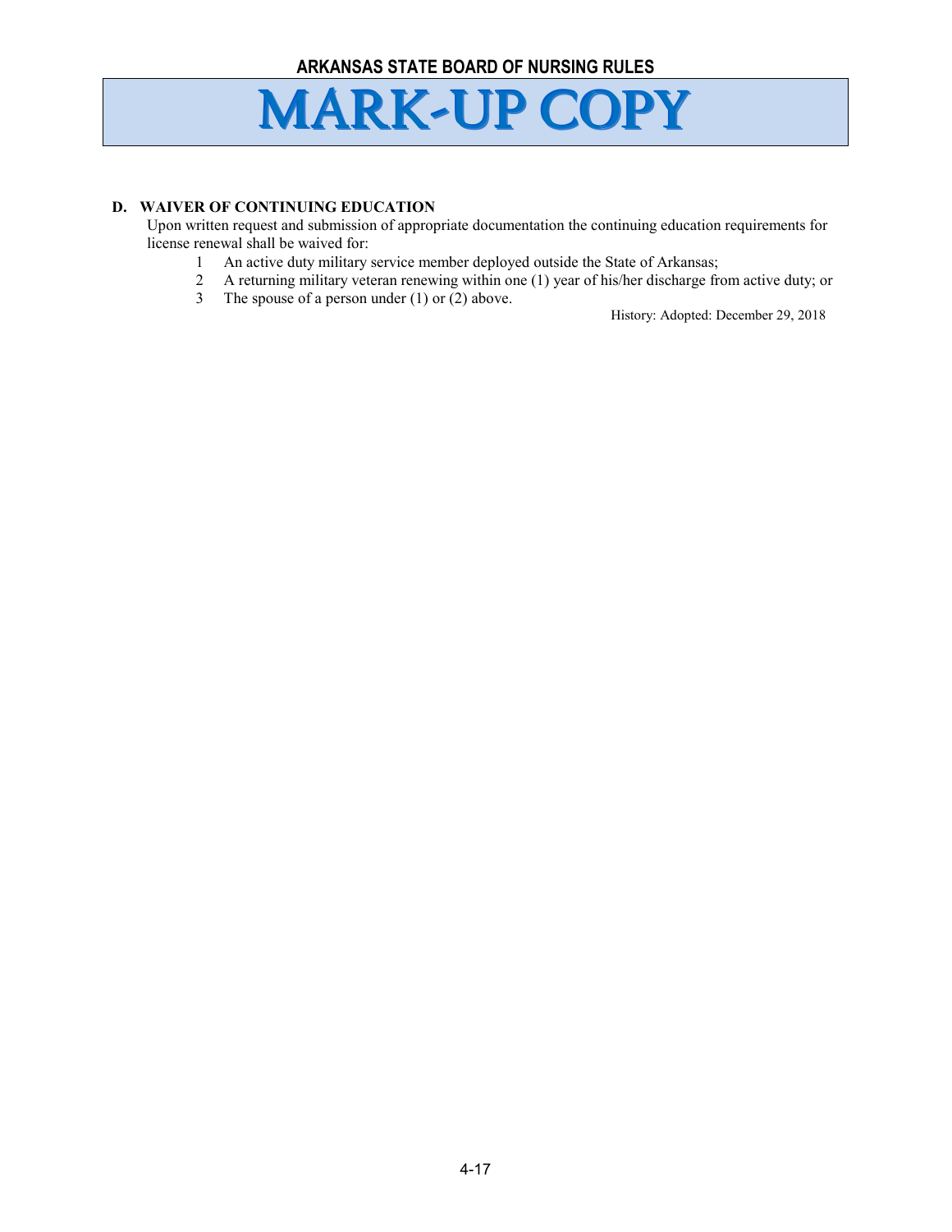## D. WAIVER OF CONTINUING EDUCATION

Upon written request and submission of appropriate documentation the continuing education requirements for license renewal shall be waived for:

1. An active duty military service member deployed outside the State of Arkansas;
2. A returning military veteran renewing within one (1) year of his/her discharge from active duty; or
3. The spouse of a person under (1) or (2) above.

History: Adopted: December 29, 2018